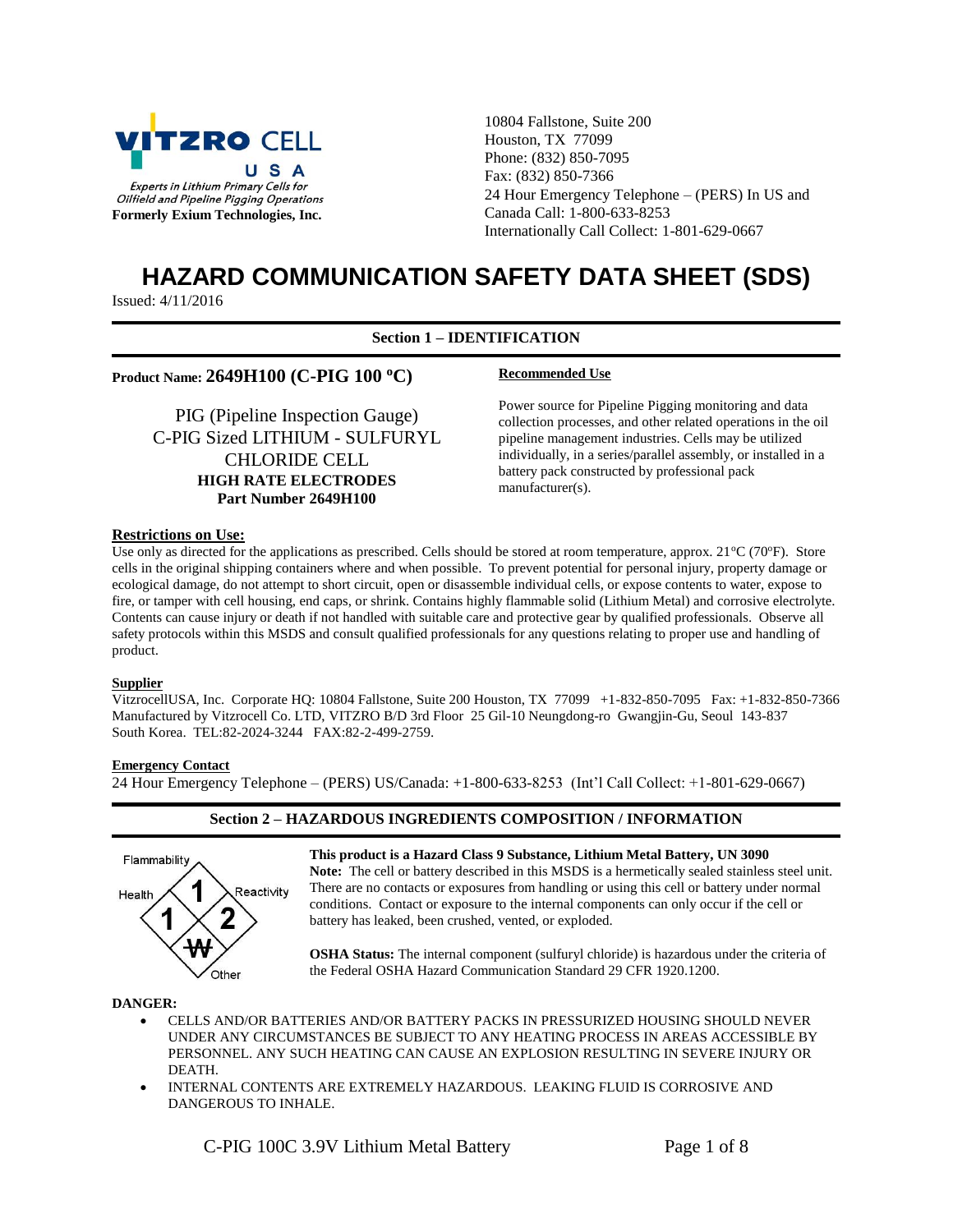VITZRO CELL USA

*Experts in Lithium Primary Cells for Oilfield and Pipeline Pigging Operations*

**Formerly Exium Technologies, Inc.**

10804 Fallstone, Suite 200
Houston, TX 77099
Phone: (832) 850-7095
Fax: (832) 850-7366
24 Hour Emergency Telephone – (PERS) In US and Canada Call: 1-800-633-8253
Internationally Call Collect: 1-801-629-0667

# HAZARD COMMUNICATION SAFETY DATA SHEET (SDS)

Issued: 4/11/2016

## Section 1 – IDENTIFICATION

**Product Name: 2649H100 (C-PIG 100 ºC)**

PIG (Pipeline Inspection Gauge)
C-PIG Sized LITHIUM - SULFURYL CHLORIDE CELL
**HIGH RATE ELECTRODES**
**Part Number 2649H100**

**Recommended Use**

Power source for Pipeline Pigging monitoring and data collection processes, and other related operations in the oil pipeline management industries. Cells may be utilized individually, in a series/parallel assembly, or installed in a battery pack constructed by professional pack manufacturer(s).

**Restrictions on Use:**

Use only as directed for the applications as prescribed. Cells should be stored at room temperature, approx. 21ºC (70ºF). Store cells in the original shipping containers where and when possible. To prevent potential for personal injury, property damage or ecological damage, do not attempt to short circuit, open or disassemble individual cells, or expose contents to water, expose to fire, or tamper with cell housing, end caps, or shrink. Contains highly flammable solid (Lithium Metal) and corrosive electrolyte. Contents can cause injury or death if not handled with suitable care and protective gear by qualified professionals. Observe all safety protocols within this MSDS and consult qualified professionals for any questions relating to proper use and handling of product.

**Supplier**

VitzrocellUSA, Inc. Corporate HQ: 10804 Fallstone, Suite 200 Houston, TX 77099 +1-832-850-7095 Fax: +1-832-850-7366
Manufactured by Vitzrocell Co. LTD, VITZRO B/D 3rd Floor 25 Gil-10 Neungdong-ro Gwangjin-Gu, Seoul 143-837 South Korea. TEL:82-2024-3244 FAX:82-2-499-2759.

**Emergency Contact**

24 Hour Emergency Telephone – (PERS) US/Canada: +1-800-633-8253 (Int'l Call Collect: +1-801-629-0667)

## Section 2 – HAZARDOUS INGREDIENTS COMPOSITION / INFORMATION

| Hazard | Rating |
|---|---|
| Flammability | 1 |
| Health | 1 |
| Reactivity | 2 |
| Other | W (crossed out) |

**This product is a Hazard Class 9 Substance, Lithium Metal Battery, UN 3090**

**Note:** The cell or battery described in this MSDS is a hermetically sealed stainless steel unit. There are no contacts or exposures from handling or using this cell or battery under normal conditions. Contact or exposure to the internal components can only occur if the cell or battery has leaked, been crushed, vented, or exploded.

**OSHA Status:** The internal component (sulfuryl chloride) is hazardous under the criteria of the Federal OSHA Hazard Communication Standard 29 CFR 1920.1200.

**DANGER:**

- CELLS AND/OR BATTERIES AND/OR BATTERY PACKS IN PRESSURIZED HOUSING SHOULD NEVER UNDER ANY CIRCUMSTANCES BE SUBJECT TO ANY HEATING PROCESS IN AREAS ACCESSIBLE BY PERSONNEL. ANY SUCH HEATING CAN CAUSE AN EXPLOSION RESULTING IN SEVERE INJURY OR DEATH.
- INTERNAL CONTENTS ARE EXTREMELY HAZARDOUS. LEAKING FLUID IS CORROSIVE AND DANGEROUS TO INHALE.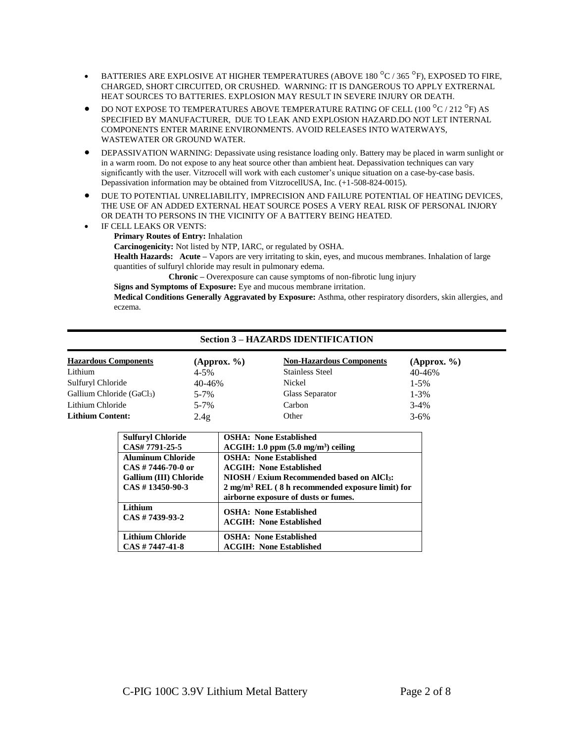- BATTERIES ARE EXPLOSIVE AT HIGHER TEMPERATURES (ABOVE 180 °C / 365 °F), EXPOSED TO FIRE, CHARGED, SHORT CIRCUITED, OR CRUSHED. WARNING: IT IS DANGEROUS TO APPLY EXTRERNAL HEAT SOURCES TO BATTERIES. EXPLOSION MAY RESULT IN SEVERE INJURY OR DEATH.
- DO NOT EXPOSE TO TEMPERATURES ABOVE TEMPERATURE RATING OF CELL (100 °C / 212 °F) AS SPECIFIED BY MANUFACTURER, DUE TO LEAK AND EXPLOSION HAZARD.DO NOT LET INTERNAL COMPONENTS ENTER MARINE ENVIRONMENTS. AVOID RELEASES INTO WATERWAYS, WASTEWATER OR GROUND WATER.
- DEPASSIVATION WARNING: Depassivate using resistance loading only. Battery may be placed in warm sunlight or in a warm room. Do not expose to any heat source other than ambient heat. Depassivation techniques can vary significantly with the user. Vitzrocell will work with each customer's unique situation on a case-by-case basis. Depassivation information may be obtained from VitzrocellUSA, Inc. (+1-508-824-0015).
- DUE TO POTENTIAL UNRELIABILITY, IMPRECISION AND FAILURE POTENTIAL OF HEATING DEVICES, THE USE OF AN ADDED EXTERNAL HEAT SOURCE POSES A VERY REAL RISK OF PERSONAL INJURY OR DEATH TO PERSONS IN THE VICINITY OF A BATTERY BEING HEATED.
- IF CELL LEAKS OR VENTS:

  **Primary Routes of Entry:** Inhalation

  **Carcinogenicity:** Not listed by NTP, IARC, or regulated by OSHA.

  **Health Hazards: Acute –** Vapors are very irritating to skin, eyes, and mucous membranes. Inhalation of large quantities of sulfuryl chloride may result in pulmonary edema.

  **Chronic –** Overexposure can cause symptoms of non-fibrotic lung injury

  **Signs and Symptoms of Exposure:** Eye and mucous membrane irritation.

  **Medical Conditions Generally Aggravated by Exposure:** Asthma, other respiratory disorders, skin allergies, and eczema.

## Section 3 – HAZARDS IDENTIFICATION

| Hazardous Components | (Approx. %) | Non-Hazardous Components | (Approx. %) |
|---|---|---|---|
| Lithium | 4-5% | Stainless Steel | 40-46% |
| Sulfuryl Chloride | 40-46% | Nickel | 1-5% |
| Gallium Chloride ($GaCl_3$) | 5-7% | Glass Separator | 1-3% |
| Lithium Chloride | 5-7% | Carbon | 3-4% |
| **Lithium Content:** | 2.4g | Other | 3-6% |

| | |
|---|---|
| **Sulfuryl Chloride CAS# 7791-25-5** | **OSHA: None Established**<br>**ACGIH: 1.0 ppm (5.0 mg/m³) ceiling** |
| **Aluminum Chloride CAS # 7446-70-0 or Gallium (III) Chloride CAS # 13450-90-3** | **OSHA: None Established**<br>**ACGIH: None Established**<br>**NIOSH / Exium Recommended based on $AlCl_3$:**<br>**2 mg/m³ REL ( 8 h recommended exposure limit) for airborne exposure of dusts or fumes.** |
| **Lithium CAS # 7439-93-2** | **OSHA: None Established**<br>**ACGIH: None Established** |
| **Lithium Chloride CAS # 7447-41-8** | **OSHA: None Established**<br>**ACGIH: None Established** |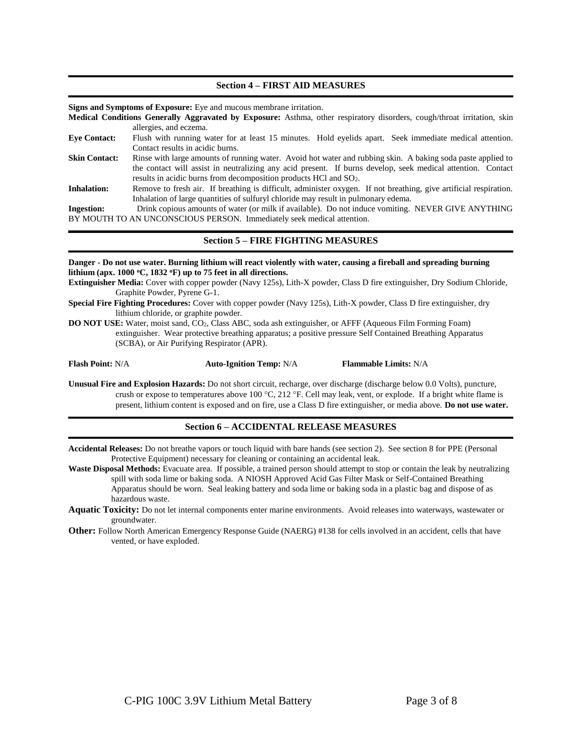## Section 4 – FIRST AID MEASURES

**Signs and Symptoms of Exposure:** Eye and mucous membrane irritation.

**Medical Conditions Generally Aggravated by Exposure:** Asthma, other respiratory disorders, cough/throat irritation, skin allergies, and eczema.

**Eye Contact:** Flush with running water for at least 15 minutes. Hold eyelids apart. Seek immediate medical attention. Contact results in acidic burns.

**Skin Contact:** Rinse with large amounts of running water. Avoid hot water and rubbing skin. A baking soda paste applied to the contact will assist in neutralizing any acid present. If burns develop, seek medical attention. Contact results in acidic burns from decomposition products HCl and $SO_2$.

**Inhalation:** Remove to fresh air. If breathing is difficult, administer oxygen. If not breathing, give artificial respiration. Inhalation of large quantities of sulfuryl chloride may result in pulmonary edema.

**Ingestion:** Drink copious amounts of water (or milk if available). Do not induce vomiting. NEVER GIVE ANYTHING BY MOUTH TO AN UNCONSCIOUS PERSON. Immediately seek medical attention.

## Section 5 – FIRE FIGHTING MEASURES

**Danger - Do not use water. Burning lithium will react violently with water, causing a fireball and spreading burning lithium (apx. 1000 °C, 1832 °F) up to 75 feet in all directions.**

**Extinguisher Media:** Cover with copper powder (Navy 125s), Lith-X powder, Class D fire extinguisher, Dry Sodium Chloride, Graphite Powder, Pyrene G-1.

**Special Fire Fighting Procedures:** Cover with copper powder (Navy 125s), Lith-X powder, Class D fire extinguisher, dry lithium chloride, or graphite powder.

**DO NOT USE:** Water, moist sand, $CO_2$, Class ABC, soda ash extinguisher, or AFFF (Aqueous Film Forming Foam) extinguisher. Wear protective breathing apparatus; a positive pressure Self Contained Breathing Apparatus (SCBA), or Air Purifying Respirator (APR).

**Flash Point:** N/A **Auto-Ignition Temp:** N/A **Flammable Limits:** N/A

**Unusual Fire and Explosion Hazards:** Do not short circuit, recharge, over discharge (discharge below 0.0 Volts), puncture, crush or expose to temperatures above 100 °C, 212 °F. Cell may leak, vent, or explode. If a bright white flame is present, lithium content is exposed and on fire, use a Class D fire extinguisher, or media above. **Do not use water.**

## Section 6 – ACCIDENTAL RELEASE MEASURES

**Accidental Releases:** Do not breathe vapors or touch liquid with bare hands (see section 2). See section 8 for PPE (Personal Protective Equipment) necessary for cleaning or containing an accidental leak.

**Waste Disposal Methods:** Evacuate area. If possible, a trained person should attempt to stop or contain the leak by neutralizing spill with soda lime or baking soda. A NIOSH Approved Acid Gas Filter Mask or Self-Contained Breathing Apparatus should be worn. Seal leaking battery and soda lime or baking soda in a plastic bag and dispose of as hazardous waste.

**Aquatic Toxicity:** Do not let internal components enter marine environments. Avoid releases into waterways, wastewater or groundwater.

**Other:** Follow North American Emergency Response Guide (NAERG) #138 for cells involved in an accident, cells that have vented, or have exploded.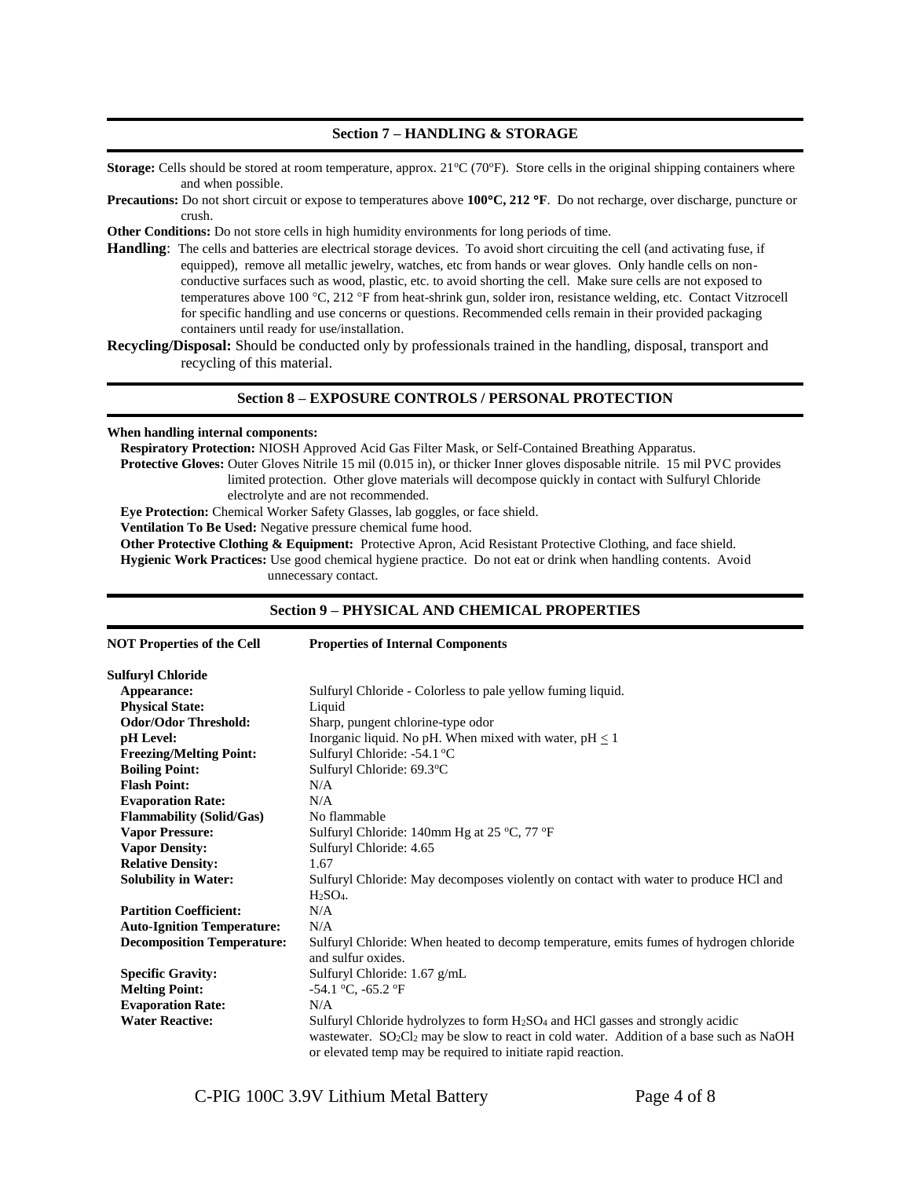## Section 7 – HANDLING & STORAGE

**Storage:** Cells should be stored at room temperature, approx. 21°C (70°F). Store cells in the original shipping containers where and when possible.

**Precautions:** Do not short circuit or expose to temperatures above **100°C, 212 °F**. Do not recharge, over discharge, puncture or crush.

**Other Conditions:** Do not store cells in high humidity environments for long periods of time.

**Handling**: The cells and batteries are electrical storage devices. To avoid short circuiting the cell (and activating fuse, if equipped), remove all metallic jewelry, watches, etc from hands or wear gloves. Only handle cells on non-conductive surfaces such as wood, plastic, etc. to avoid shorting the cell. Make sure cells are not exposed to temperatures above 100 °C, 212 °F from heat-shrink gun, solder iron, resistance welding, etc. Contact Vitzrocell for specific handling and use concerns or questions. Recommended cells remain in their provided packaging containers until ready for use/installation.

**Recycling/Disposal:** Should be conducted only by professionals trained in the handling, disposal, transport and recycling of this material.

## Section 8 – EXPOSURE CONTROLS / PERSONAL PROTECTION

**When handling internal components:**

**Respiratory Protection:** NIOSH Approved Acid Gas Filter Mask, or Self-Contained Breathing Apparatus.

**Protective Gloves:** Outer Gloves Nitrile 15 mil (0.015 in), or thicker Inner gloves disposable nitrile. 15 mil PVC provides limited protection. Other glove materials will decompose quickly in contact with Sulfuryl Chloride electrolyte and are not recommended.

**Eye Protection:** Chemical Worker Safety Glasses, lab goggles, or face shield.

**Ventilation To Be Used:** Negative pressure chemical fume hood.

**Other Protective Clothing & Equipment:** Protective Apron, Acid Resistant Protective Clothing, and face shield.

**Hygienic Work Practices:** Use good chemical hygiene practice. Do not eat or drink when handling contents. Avoid unnecessary contact.

## Section 9 – PHYSICAL AND CHEMICAL PROPERTIES

| **NOT Properties of the Cell** | **Properties of Internal Components** |
|---|---|
| **Sulfuryl Chloride** | |
| **Appearance:** | Sulfuryl Chloride - Colorless to pale yellow fuming liquid. |
| **Physical State:** | Liquid |
| **Odor/Odor Threshold:** | Sharp, pungent chlorine-type odor |
| **pH Level:** | Inorganic liquid. No pH. When mixed with water, pH $\leq$ 1 |
| **Freezing/Melting Point:** | Sulfuryl Chloride: -54.1 °C |
| **Boiling Point:** | Sulfuryl Chloride: 69.3°C |
| **Flash Point:** | N/A |
| **Evaporation Rate:** | N/A |
| **Flammability (Solid/Gas)** | No flammable |
| **Vapor Pressure:** | Sulfuryl Chloride: 140mm Hg at 25 °C, 77 °F |
| **Vapor Density:** | Sulfuryl Chloride: 4.65 |
| **Relative Density:** | 1.67 |
| **Solubility in Water:** | Sulfuryl Chloride: May decomposes violently on contact with water to produce HCl and $H_2SO_4$. |
| **Partition Coefficient:** | N/A |
| **Auto-Ignition Temperature:** | N/A |
| **Decomposition Temperature:** | Sulfuryl Chloride: When heated to decomp temperature, emits fumes of hydrogen chloride and sulfur oxides. |
| **Specific Gravity:** | Sulfuryl Chloride: 1.67 g/mL |
| **Melting Point:** | -54.1 °C, -65.2 °F |
| **Evaporation Rate:** | N/A |
| **Water Reactive:** | Sulfuryl Chloride hydrolyzes to form $H_2SO_4$ and HCl gasses and strongly acidic wastewater. $SO_2Cl_2$ may be slow to react in cold water. Addition of a base such as NaOH or elevated temp may be required to initiate rapid reaction. |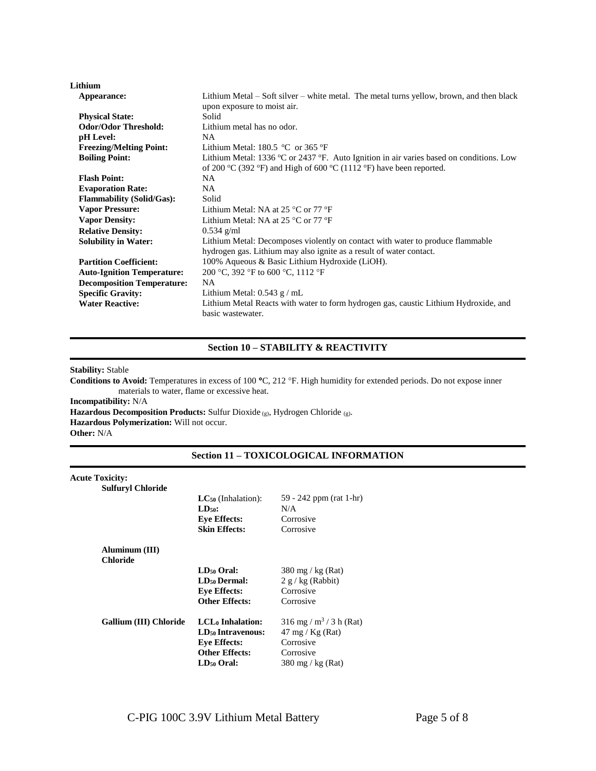**Lithium**

| | |
|---|---|
| **Appearance:** | Lithium Metal – Soft silver – white metal. The metal turns yellow, brown, and then black upon exposure to moist air. |
| **Physical State:** | Solid |
| **Odor/Odor Threshold:** | Lithium metal has no odor. |
| **pH Level:** | NA |
| **Freezing/Melting Point:** | Lithium Metal: 180.5 ºC or 365 ºF |
| **Boiling Point:** | Lithium Metal: 1336 ºC or 2437 ºF. Auto Ignition in air varies based on conditions. Low of 200 ºC (392 ºF) and High of 600 ºC (1112 ºF) have been reported. |
| **Flash Point:** | NA |
| **Evaporation Rate:** | NA |
| **Flammability (Solid/Gas):** | Solid |
| **Vapor Pressure:** | Lithium Metal: NA at 25 °C or 77 ºF |
| **Vapor Density:** | Lithium Metal: NA at 25 °C or 77 ºF |
| **Relative Density:** | 0.534 g/ml |
| **Solubility in Water:** | Lithium Metal: Decomposes violently on contact with water to produce flammable hydrogen gas. Lithium may also ignite as a result of water contact. |
| **Partition Coefficient:** | 100% Aqueous & Basic Lithium Hydroxide (LiOH). |
| **Auto-Ignition Temperature:** | 200 °C, 392 °F to 600 °C, 1112 °F |
| **Decomposition Temperature:** | NA |
| **Specific Gravity:** | Lithium Metal: 0.543 g / mL |
| **Water Reactive:** | Lithium Metal Reacts with water to form hydrogen gas, caustic Lithium Hydroxide, and basic wastewater. |

## Section 10 – STABILITY & REACTIVITY

**Stability:** Stable

**Conditions to Avoid:** Temperatures in excess of 100 °C, 212 °F. High humidity for extended periods. Do not expose inner materials to water, flame or excessive heat.

**Incompatibility:** N/A

**Hazardous Decomposition Products:** Sulfur Dioxide $_{(g)}$, Hydrogen Chloride $_{(g)}$.

**Hazardous Polymerization:** Will not occur.

**Other:** N/A

## Section 11 – TOXICOLOGICAL INFORMATION

**Acute Toxicity:**

| | | |
|---|---|---|
| **Sulfuryl Chloride** | | |
| | **$LC_{50}$ (Inhalation):** | 59 - 242 ppm (rat 1-hr) |
| | **$LD_{50}$:** | N/A |
| | **Eye Effects:** | Corrosive |
| | **Skin Effects:** | Corrosive |
| **Aluminum (III) Chloride** | | |
| | **$LD_{50}$ Oral:** | 380 mg / kg (Rat) |
| | **$LD_{50}$ Dermal:** | 2 g / kg (Rabbit) |
| | **Eye Effects:** | Corrosive |
| | **Other Effects:** | Corrosive |
| **Gallium (III) Chloride** | **$LCL_0$ Inhalation:** | 316 mg / $m^3$ / 3 h (Rat) |
| | **$LD_{50}$ Intravenous:** | 47 mg / Kg (Rat) |
| | **Eye Effects:** | Corrosive |
| | **Other Effects:** | Corrosive |
| | **$LD_{50}$ Oral:** | 380 mg / kg (Rat) |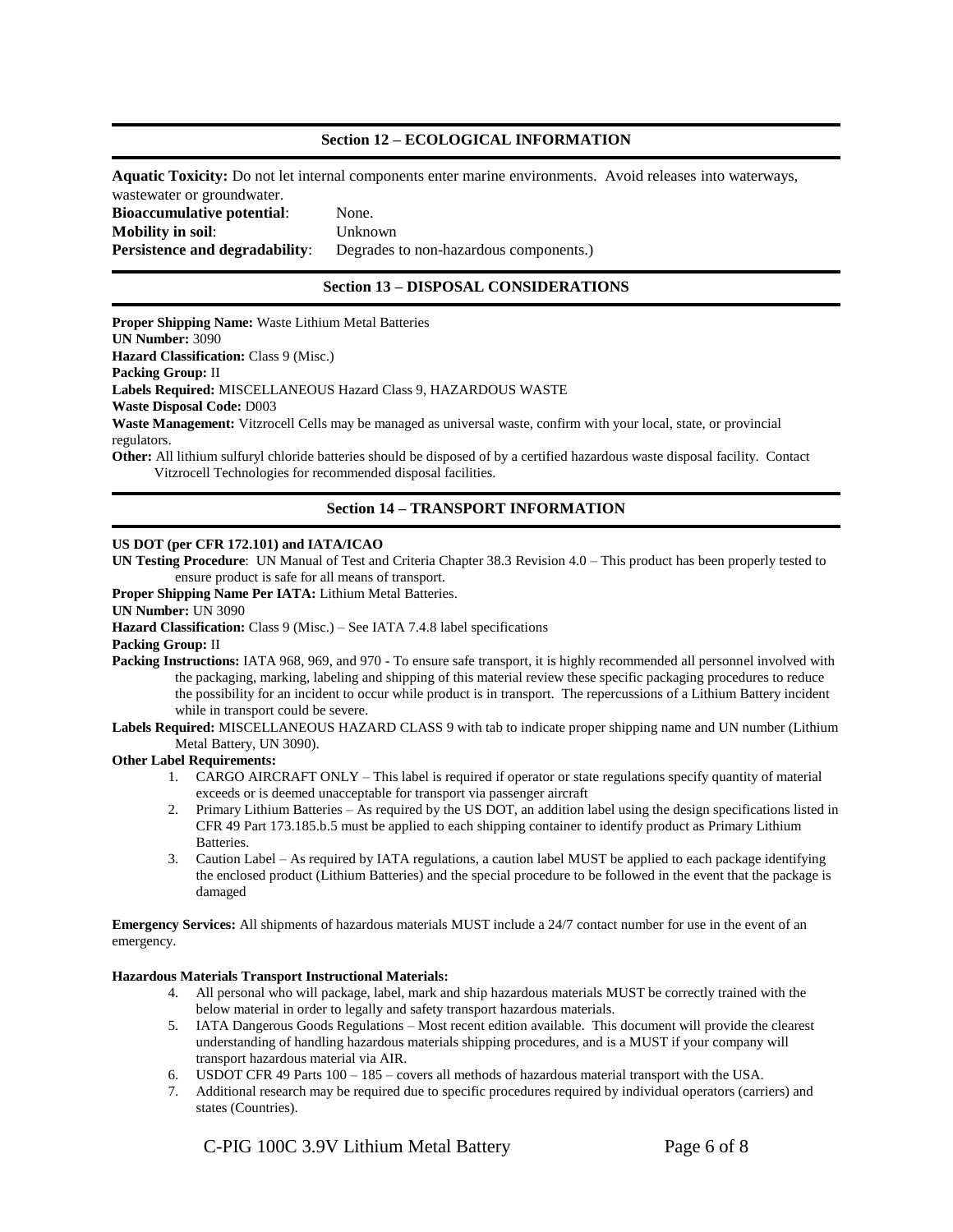## Section 12 – ECOLOGICAL INFORMATION

**Aquatic Toxicity:** Do not let internal components enter marine environments. Avoid releases into waterways, wastewater or groundwater.

**Bioaccumulative potential**: None.

**Mobility in soil**: Unknown

**Persistence and degradability**: Degrades to non-hazardous components.)

## Section 13 – DISPOSAL CONSIDERATIONS

**Proper Shipping Name:** Waste Lithium Metal Batteries

**UN Number:** 3090

**Hazard Classification:** Class 9 (Misc.)

**Packing Group:** II

**Labels Required:** MISCELLANEOUS Hazard Class 9, HAZARDOUS WASTE

**Waste Disposal Code:** D003

**Waste Management:** Vitzrocell Cells may be managed as universal waste, confirm with your local, state, or provincial regulators.

**Other:** All lithium sulfuryl chloride batteries should be disposed of by a certified hazardous waste disposal facility. Contact Vitzrocell Technologies for recommended disposal facilities.

## Section 14 – TRANSPORT INFORMATION

**US DOT (per CFR 172.101) and IATA/ICAO**

**UN Testing Procedure**: UN Manual of Test and Criteria Chapter 38.3 Revision 4.0 – This product has been properly tested to ensure product is safe for all means of transport.

**Proper Shipping Name Per IATA:** Lithium Metal Batteries.

**UN Number:** UN 3090

**Hazard Classification:** Class 9 (Misc.) – See IATA 7.4.8 label specifications

**Packing Group:** II

**Packing Instructions:** IATA 968, 969, and 970 - To ensure safe transport, it is highly recommended all personnel involved with the packaging, marking, labeling and shipping of this material review these specific packaging procedures to reduce the possibility for an incident to occur while product is in transport. The repercussions of a Lithium Battery incident while in transport could be severe.

**Labels Required:** MISCELLANEOUS HAZARD CLASS 9 with tab to indicate proper shipping name and UN number (Lithium Metal Battery, UN 3090).

**Other Label Requirements:**

1. CARGO AIRCRAFT ONLY – This label is required if operator or state regulations specify quantity of material exceeds or is deemed unacceptable for transport via passenger aircraft
2. Primary Lithium Batteries – As required by the US DOT, an addition label using the design specifications listed in CFR 49 Part 173.185.b.5 must be applied to each shipping container to identify product as Primary Lithium Batteries.
3. Caution Label – As required by IATA regulations, a caution label MUST be applied to each package identifying the enclosed product (Lithium Batteries) and the special procedure to be followed in the event that the package is damaged

**Emergency Services:** All shipments of hazardous materials MUST include a 24/7 contact number for use in the event of an emergency.

**Hazardous Materials Transport Instructional Materials:**

4. All personal who will package, label, mark and ship hazardous materials MUST be correctly trained with the below material in order to legally and safety transport hazardous materials.
5. IATA Dangerous Goods Regulations – Most recent edition available. This document will provide the clearest understanding of handling hazardous materials shipping procedures, and is a MUST if your company will transport hazardous material via AIR.
6. USDOT CFR 49 Parts 100 – 185 – covers all methods of hazardous material transport with the USA.
7. Additional research may be required due to specific procedures required by individual operators (carriers) and states (Countries).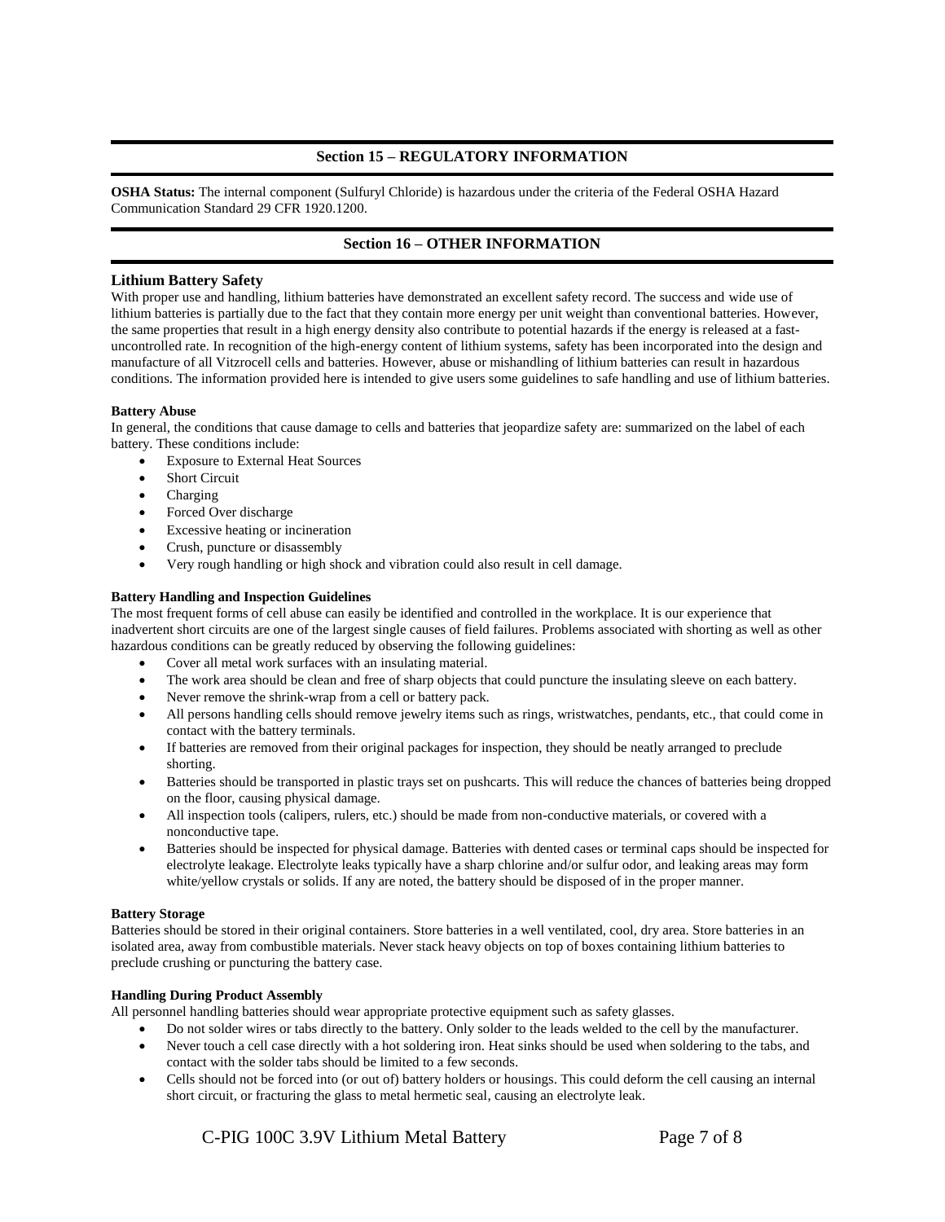## Section 15 – REGULATORY INFORMATION

**OSHA Status:** The internal component (Sulfuryl Chloride) is hazardous under the criteria of the Federal OSHA Hazard Communication Standard 29 CFR 1920.1200.

## Section 16 – OTHER INFORMATION

### Lithium Battery Safety

With proper use and handling, lithium batteries have demonstrated an excellent safety record. The success and wide use of lithium batteries is partially due to the fact that they contain more energy per unit weight than conventional batteries. However, the same properties that result in a high energy density also contribute to potential hazards if the energy is released at a fast-uncontrolled rate. In recognition of the high-energy content of lithium systems, safety has been incorporated into the design and manufacture of all Vitzrocell cells and batteries. However, abuse or mishandling of lithium batteries can result in hazardous conditions. The information provided here is intended to give users some guidelines to safe handling and use of lithium batteries.

#### Battery Abuse

In general, the conditions that cause damage to cells and batteries that jeopardize safety are: summarized on the label of each battery. These conditions include:

- Exposure to External Heat Sources
- Short Circuit
- Charging
- Forced Over discharge
- Excessive heating or incineration
- Crush, puncture or disassembly
- Very rough handling or high shock and vibration could also result in cell damage.

#### Battery Handling and Inspection Guidelines

The most frequent forms of cell abuse can easily be identified and controlled in the workplace. It is our experience that inadvertent short circuits are one of the largest single causes of field failures. Problems associated with shorting as well as other hazardous conditions can be greatly reduced by observing the following guidelines:

- Cover all metal work surfaces with an insulating material.
- The work area should be clean and free of sharp objects that could puncture the insulating sleeve on each battery.
- Never remove the shrink-wrap from a cell or battery pack.
- All persons handling cells should remove jewelry items such as rings, wristwatches, pendants, etc., that could come in contact with the battery terminals.
- If batteries are removed from their original packages for inspection, they should be neatly arranged to preclude shorting.
- Batteries should be transported in plastic trays set on pushcarts. This will reduce the chances of batteries being dropped on the floor, causing physical damage.
- All inspection tools (calipers, rulers, etc.) should be made from non-conductive materials, or covered with a nonconductive tape.
- Batteries should be inspected for physical damage. Batteries with dented cases or terminal caps should be inspected for electrolyte leakage. Electrolyte leaks typically have a sharp chlorine and/or sulfur odor, and leaking areas may form white/yellow crystals or solids. If any are noted, the battery should be disposed of in the proper manner.

#### Battery Storage

Batteries should be stored in their original containers. Store batteries in a well ventilated, cool, dry area. Store batteries in an isolated area, away from combustible materials. Never stack heavy objects on top of boxes containing lithium batteries to preclude crushing or puncturing the battery case.

#### Handling During Product Assembly

All personnel handling batteries should wear appropriate protective equipment such as safety glasses.

- Do not solder wires or tabs directly to the battery. Only solder to the leads welded to the cell by the manufacturer.
- Never touch a cell case directly with a hot soldering iron. Heat sinks should be used when soldering to the tabs, and contact with the solder tabs should be limited to a few seconds.
- Cells should not be forced into (or out of) battery holders or housings. This could deform the cell causing an internal short circuit, or fracturing the glass to metal hermetic seal, causing an electrolyte leak.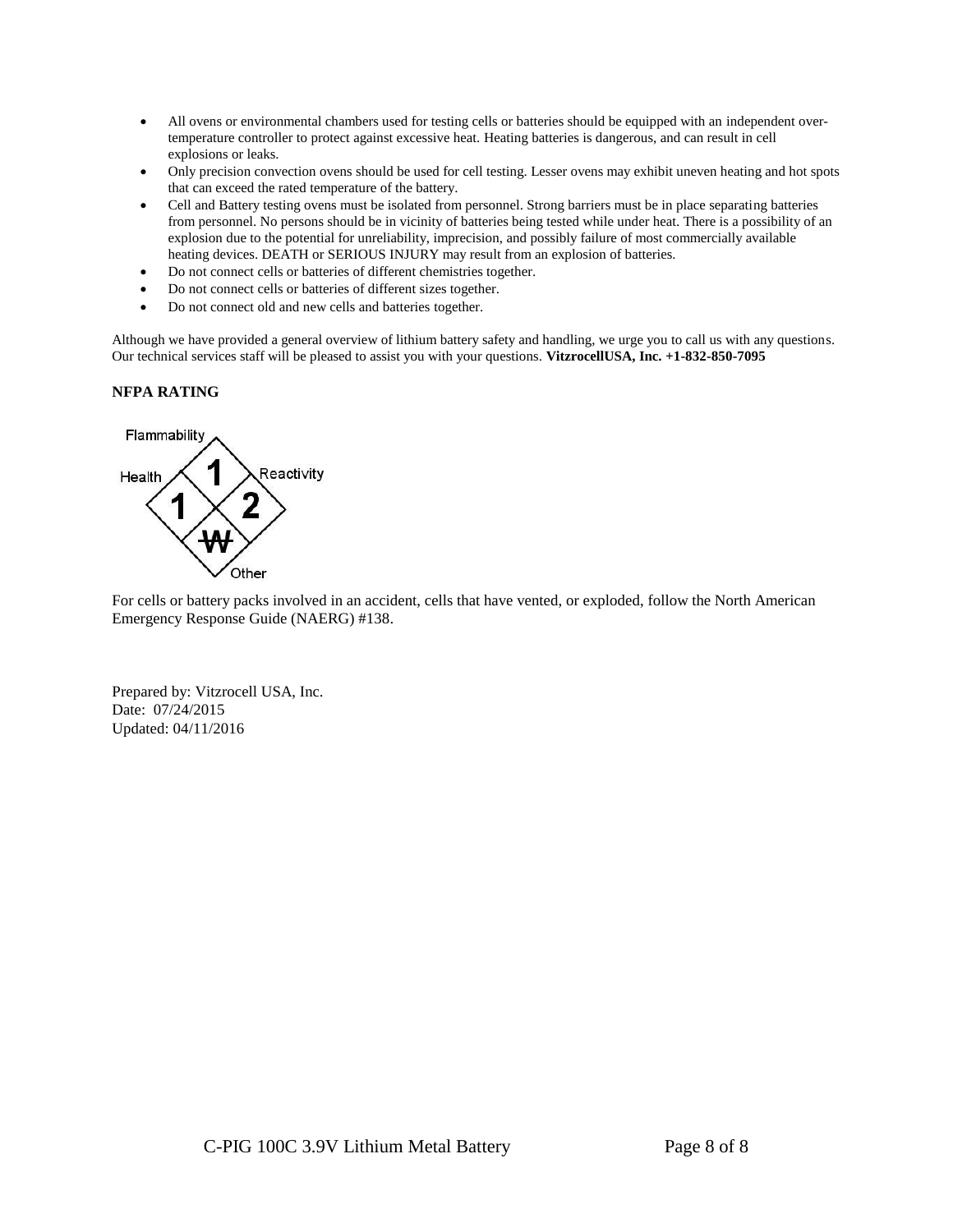- All ovens or environmental chambers used for testing cells or batteries should be equipped with an independent over-temperature controller to protect against excessive heat. Heating batteries is dangerous, and can result in cell explosions or leaks.
- Only precision convection ovens should be used for cell testing. Lesser ovens may exhibit uneven heating and hot spots that can exceed the rated temperature of the battery.
- Cell and Battery testing ovens must be isolated from personnel. Strong barriers must be in place separating batteries from personnel. No persons should be in vicinity of batteries being tested while under heat. There is a possibility of an explosion due to the potential for unreliability, imprecision, and possibly failure of most commercially available heating devices. DEATH or SERIOUS INJURY may result from an explosion of batteries.
- Do not connect cells or batteries of different chemistries together.
- Do not connect cells or batteries of different sizes together.
- Do not connect old and new cells and batteries together.

Although we have provided a general overview of lithium battery safety and handling, we urge you to call us with any questions. Our technical services staff will be pleased to assist you with your questions. **VitzrocellUSA, Inc. +1-832-850-7095**

**NFPA RATING**

Flammability 1
Health 1
Reactivity 2
Other ~~W~~

For cells or battery packs involved in an accident, cells that have vented, or exploded, follow the North American Emergency Response Guide (NAERG) #138.

Prepared by: Vitzrocell USA, Inc.
Date: 07/24/2015
Updated: 04/11/2016